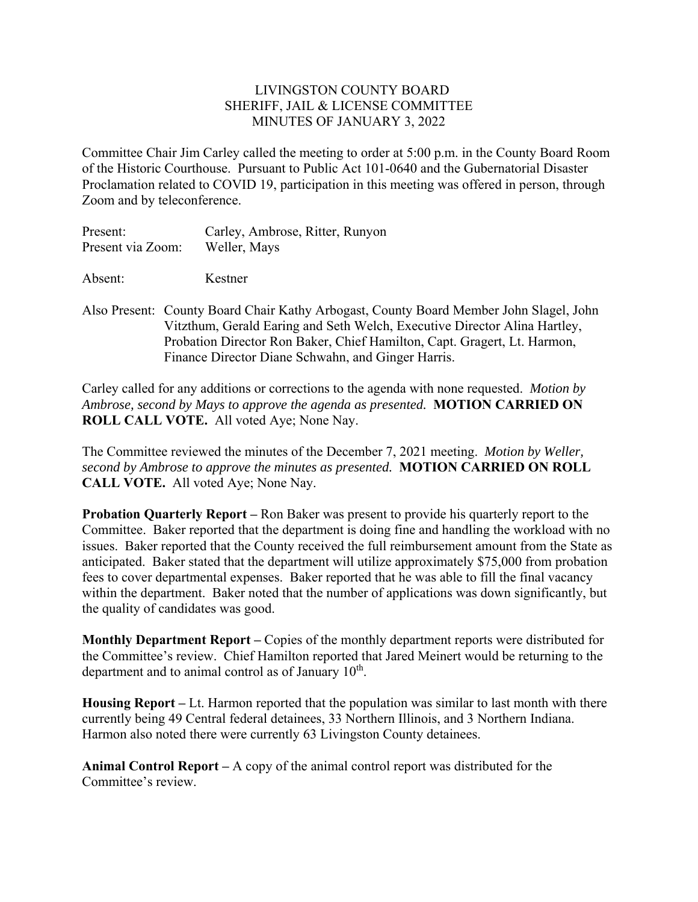LIVINGSTON COUNTY BOARD
SHERIFF, JAIL & LICENSE COMMITTEE
MINUTES OF JANUARY 3, 2022

Committee Chair Jim Carley called the meeting to order at 5:00 p.m. in the County Board Room of the Historic Courthouse. Pursuant to Public Act 101-0640 and the Gubernatorial Disaster Proclamation related to COVID 19, participation in this meeting was offered in person, through Zoom and by teleconference.

Present: Carley, Ambrose, Ritter, Runyon
Present via Zoom: Weller, Mays

Absent: Kestner

Also Present: County Board Chair Kathy Arbogast, County Board Member John Slagel, John Vitzthum, Gerald Earing and Seth Welch, Executive Director Alina Hartley, Probation Director Ron Baker, Chief Hamilton, Capt. Gragert, Lt. Harmon, Finance Director Diane Schwahn, and Ginger Harris.

Carley called for any additions or corrections to the agenda with none requested. *Motion by Ambrose, second by Mays to approve the agenda as presented.* **MOTION CARRIED ON ROLL CALL VOTE.** All voted Aye; None Nay.

The Committee reviewed the minutes of the December 7, 2021 meeting. *Motion by Weller, second by Ambrose to approve the minutes as presented.* **MOTION CARRIED ON ROLL CALL VOTE.** All voted Aye; None Nay.

**Probation Quarterly Report –** Ron Baker was present to provide his quarterly report to the Committee. Baker reported that the department is doing fine and handling the workload with no issues. Baker reported that the County received the full reimbursement amount from the State as anticipated. Baker stated that the department will utilize approximately $75,000 from probation fees to cover departmental expenses. Baker reported that he was able to fill the final vacancy within the department. Baker noted that the number of applications was down significantly, but the quality of candidates was good.

**Monthly Department Report –** Copies of the monthly department reports were distributed for the Committee's review. Chief Hamilton reported that Jared Meinert would be returning to the department and to animal control as of January 10th.

**Housing Report –** Lt. Harmon reported that the population was similar to last month with there currently being 49 Central federal detainees, 33 Northern Illinois, and 3 Northern Indiana. Harmon also noted there were currently 63 Livingston County detainees.

**Animal Control Report –** A copy of the animal control report was distributed for the Committee's review.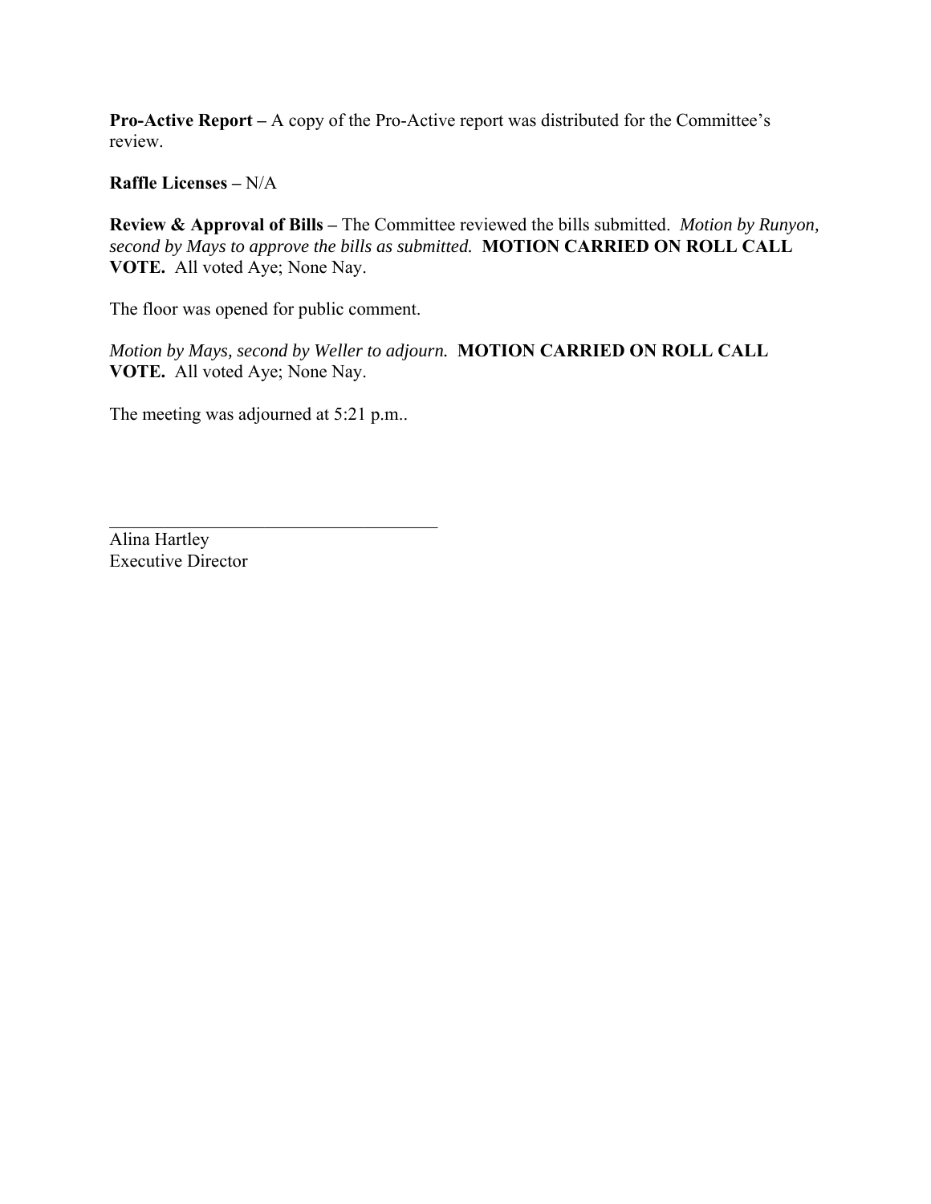**Pro-Active Report –** A copy of the Pro-Active report was distributed for the Committee's review.

**Raffle Licenses –** N/A

**Review & Approval of Bills –** The Committee reviewed the bills submitted. *Motion by Runyon, second by Mays to approve the bills as submitted.* **MOTION CARRIED ON ROLL CALL VOTE.** All voted Aye; None Nay.

The floor was opened for public comment.

*Motion by Mays, second by Weller to adjourn.* **MOTION CARRIED ON ROLL CALL VOTE.** All voted Aye; None Nay.

The meeting was adjourned at 5:21 p.m..

\_\_\_\_\_\_\_\_\_\_\_\_\_\_\_\_\_\_\_\_\_\_\_\_\_\_\_\_\_\_\_\_\_\_\_\_\_

Alina Hartley
Executive Director